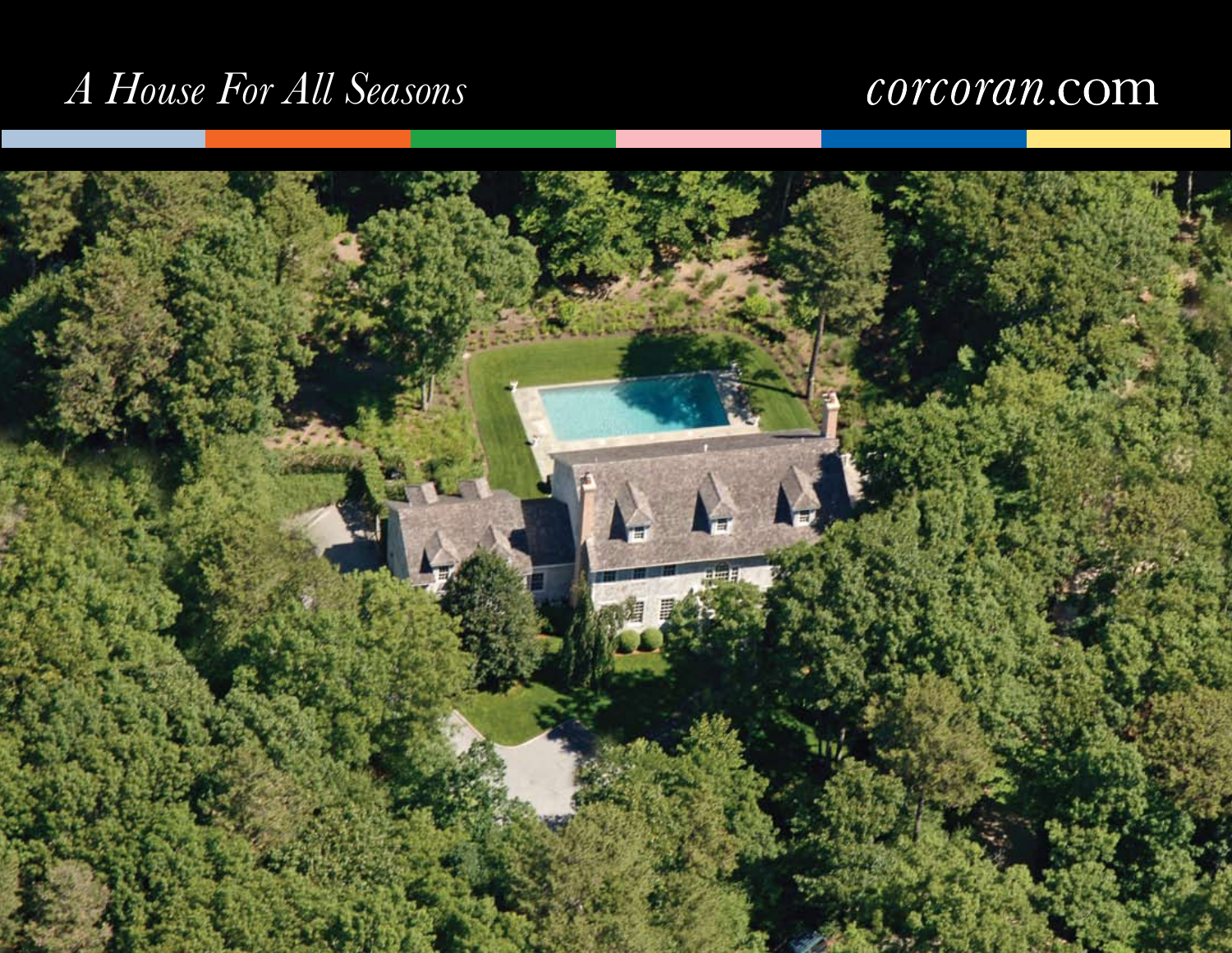*A House For All Seasons*

*corcoran*.com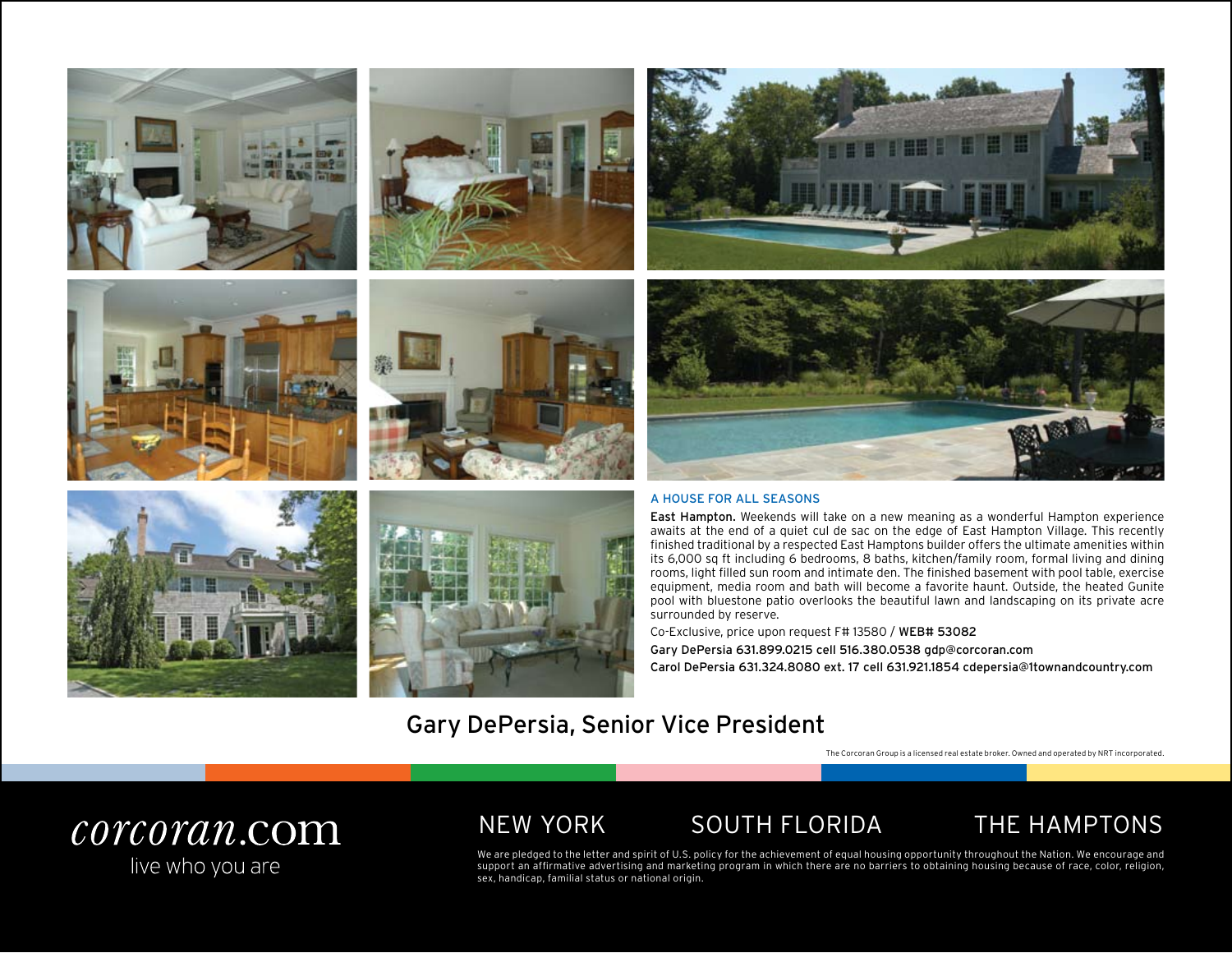### A HOUSE FOR ALL SEASONS

**East Hampton.** Weekends will take on a new meaning as a wonderful Hampton experience awaits at the end of a quiet cul de sac on the edge of East Hampton Village. This recently finished traditional by a respected East Hamptons builder offers the ultimate amenities within its 6,000 sq ft including 6 bedrooms, 8 baths, kitchen/family room, formal living and dining rooms, light filled sun room and intimate den. The finished basement with pool table, exercise equipment, media room and bath will become a favorite haunt. Outside, the heated Gunite pool with bluestone patio overlooks the beautiful lawn and landscaping on its private acre surrounded by reserve.

Co-Exclusive, price upon request F# 13580 / **WEB# 53082**

**Gary DePersia 631.899.0215 cell 516.380.0538 gdp@corcoran.com**

**Carol DePersia 631.324.8080 ext. 17 cell 631.921.1854 cdepersia@1townandcountry.com**

## Gary DePersia, Senior Vice President

The Corcoran Group is a licensed real estate broker. Owned and operated by NRT incorporated.

*corcoran*.com

live who you are

NEW YORK SOUTH FLORIDA THE HAMPTONS

We are pledged to the letter and spirit of U.S. policy for the achievement of equal housing opportunity throughout the Nation. We encourage and support an affirmative advertising and marketing program in which there are no barriers to obtaining housing because of race, color, religion, sex, handicap, familial status or national origin.